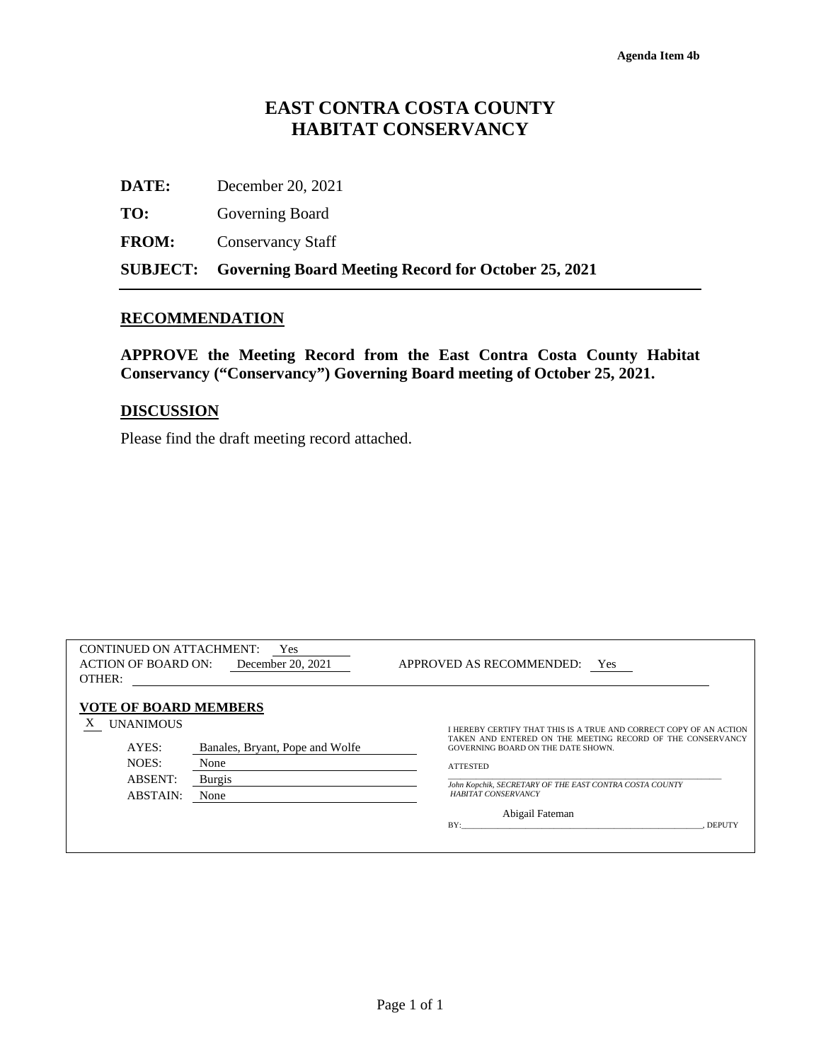**Agenda Item 4b**

# EAST CONTRA COSTA COUNTY HABITAT CONSERVANCY

**DATE:** December 20, 2021

**TO:** Governing Board

**FROM:** Conservancy Staff

**SUBJECT: Governing Board Meeting Record for October 25, 2021**

---

## RECOMMENDATION

**APPROVE the Meeting Record from the East Contra Costa County Habitat Conservancy ("Conservancy") Governing Board meeting of October 25, 2021.**

## DISCUSSION

Please find the draft meeting record attached.

---

CONTINUED ON ATTACHMENT: Yes

ACTION OF BOARD ON: December 20, 2021 APPROVED AS RECOMMENDED: Yes

OTHER:

**VOTE OF BOARD MEMBERS**

X UNANIMOUS

| | |
|---|---|
| AYES: | Banales, Bryant, Pope and Wolfe |
| NOES: | None |
| ABSENT: | Burgis |
| ABSTAIN: | None |

I HEREBY CERTIFY THAT THIS IS A TRUE AND CORRECT COPY OF AN ACTION TAKEN AND ENTERED ON THE MEETING RECORD OF THE CONSERVANCY GOVERNING BOARD ON THE DATE SHOWN.

ATTESTED

*John Kopchik, SECRETARY OF THE EAST CONTRA COSTA COUNTY HABITAT CONSERVANCY*

BY: Abigail Fateman, DEPUTY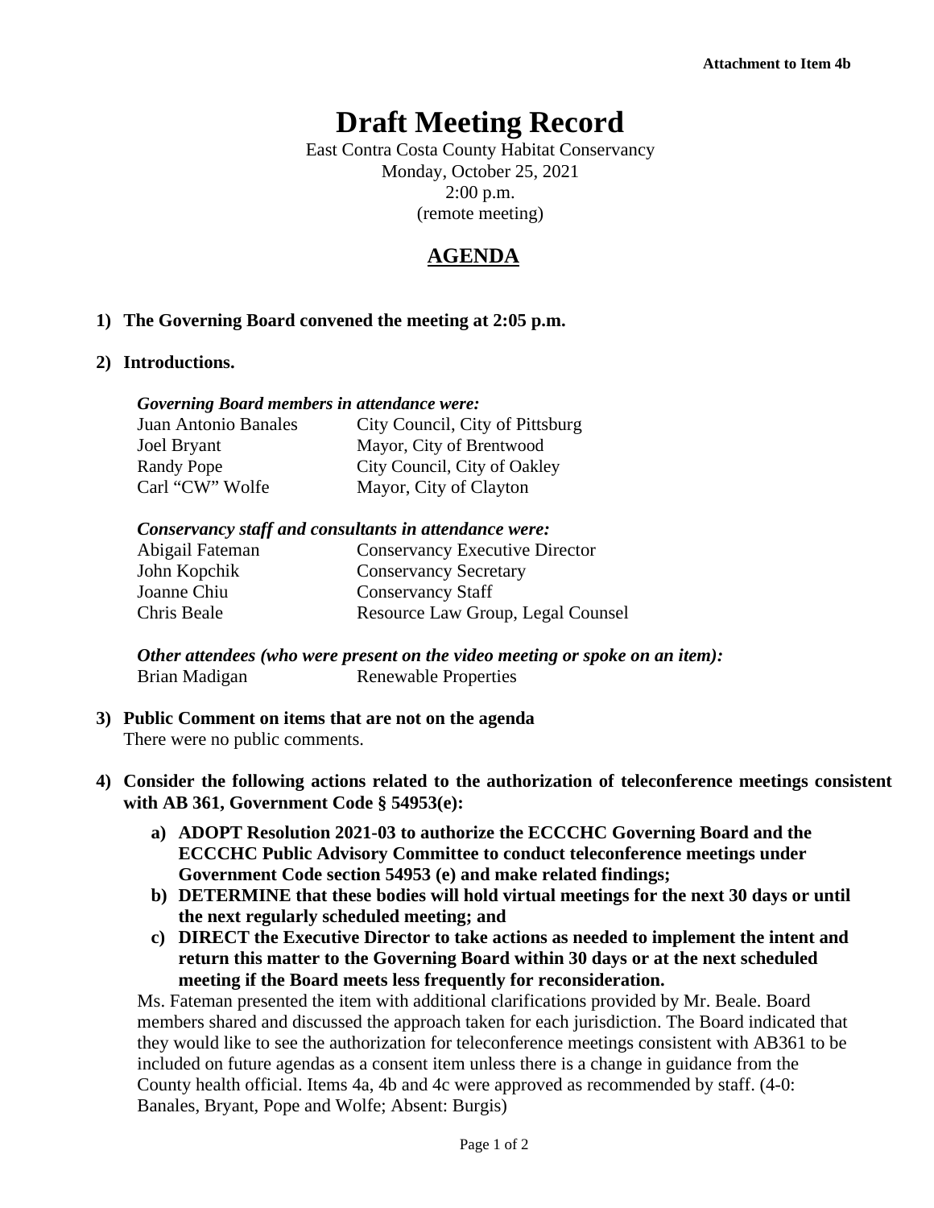Attachment to Item 4b

# Draft Meeting Record

East Contra Costa County Habitat Conservancy
Monday, October 25, 2021
2:00 p.m.
(remote meeting)

## AGENDA

**1) The Governing Board convened the meeting at 2:05 p.m.**

**2) Introductions.**

***Governing Board members in attendance were:***

| | |
|---|---|
| Juan Antonio Banales | City Council, City of Pittsburg |
| Joel Bryant | Mayor, City of Brentwood |
| Randy Pope | City Council, City of Oakley |
| Carl "CW" Wolfe | Mayor, City of Clayton |

***Conservancy staff and consultants in attendance were:***

| | |
|---|---|
| Abigail Fateman | Conservancy Executive Director |
| John Kopchik | Conservancy Secretary |
| Joanne Chiu | Conservancy Staff |
| Chris Beale | Resource Law Group, Legal Counsel |

***Other attendees (who were present on the video meeting or spoke on an item):***

| | |
|---|---|
| Brian Madigan | Renewable Properties |

**3) Public Comment on items that are not on the agenda**

There were no public comments.

**4) Consider the following actions related to the authorization of teleconference meetings consistent with AB 361, Government Code § 54953(e):**

- **a) ADOPT Resolution 2021-03 to authorize the ECCCHC Governing Board and the ECCCHC Public Advisory Committee to conduct teleconference meetings under Government Code section 54953 (e) and make related findings;**
- **b) DETERMINE that these bodies will hold virtual meetings for the next 30 days or until the next regularly scheduled meeting; and**
- **c) DIRECT the Executive Director to take actions as needed to implement the intent and return this matter to the Governing Board within 30 days or at the next scheduled meeting if the Board meets less frequently for reconsideration.**

Ms. Fateman presented the item with additional clarifications provided by Mr. Beale. Board members shared and discussed the approach taken for each jurisdiction. The Board indicated that they would like to see the authorization for teleconference meetings consistent with AB361 to be included on future agendas as a consent item unless there is a change in guidance from the County health official. Items 4a, 4b and 4c were approved as recommended by staff. (4-0: Banales, Bryant, Pope and Wolfe; Absent: Burgis)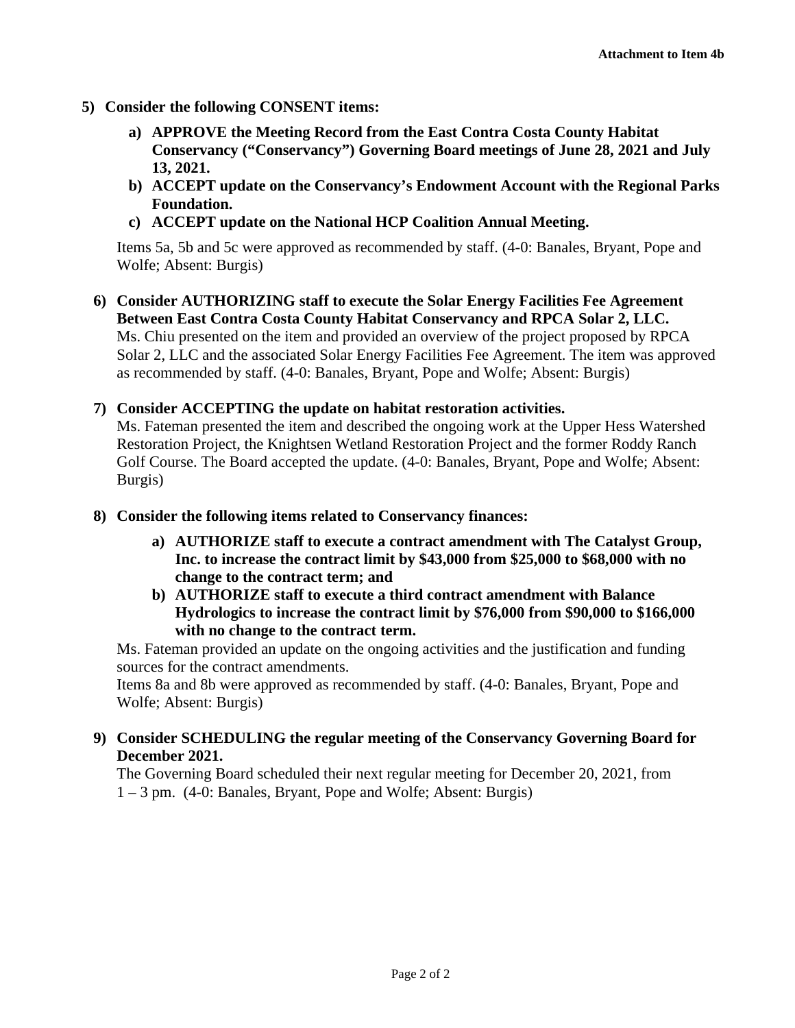**Attachment to Item 4b**

5) **Consider the following CONSENT items:**

   a) **APPROVE the Meeting Record from the East Contra Costa County Habitat Conservancy ("Conservancy") Governing Board meetings of June 28, 2021 and July 13, 2021.**

   b) **ACCEPT update on the Conservancy's Endowment Account with the Regional Parks Foundation.**

   c) **ACCEPT update on the National HCP Coalition Annual Meeting.**

   Items 5a, 5b and 5c were approved as recommended by staff. (4-0: Banales, Bryant, Pope and Wolfe; Absent: Burgis)

6) **Consider AUTHORIZING staff to execute the Solar Energy Facilities Fee Agreement Between East Contra Costa County Habitat Conservancy and RPCA Solar 2, LLC.**
   Ms. Chiu presented on the item and provided an overview of the project proposed by RPCA Solar 2, LLC and the associated Solar Energy Facilities Fee Agreement. The item was approved as recommended by staff. (4-0: Banales, Bryant, Pope and Wolfe; Absent: Burgis)

7) **Consider ACCEPTING the update on habitat restoration activities.**
   Ms. Fateman presented the item and described the ongoing work at the Upper Hess Watershed Restoration Project, the Knightsen Wetland Restoration Project and the former Roddy Ranch Golf Course. The Board accepted the update. (4-0: Banales, Bryant, Pope and Wolfe; Absent: Burgis)

8) **Consider the following items related to Conservancy finances:**

   a) **AUTHORIZE staff to execute a contract amendment with The Catalyst Group, Inc. to increase the contract limit by $43,000 from $25,000 to $68,000 with no change to the contract term; and**

   b) **AUTHORIZE staff to execute a third contract amendment with Balance Hydrologics to increase the contract limit by $76,000 from $90,000 to $166,000 with no change to the contract term.**

   Ms. Fateman provided an update on the ongoing activities and the justification and funding sources for the contract amendments.
   Items 8a and 8b were approved as recommended by staff. (4-0: Banales, Bryant, Pope and Wolfe; Absent: Burgis)

9) **Consider SCHEDULING the regular meeting of the Conservancy Governing Board for December 2021.**
   The Governing Board scheduled their next regular meeting for December 20, 2021, from 1 – 3 pm. (4-0: Banales, Bryant, Pope and Wolfe; Absent: Burgis)